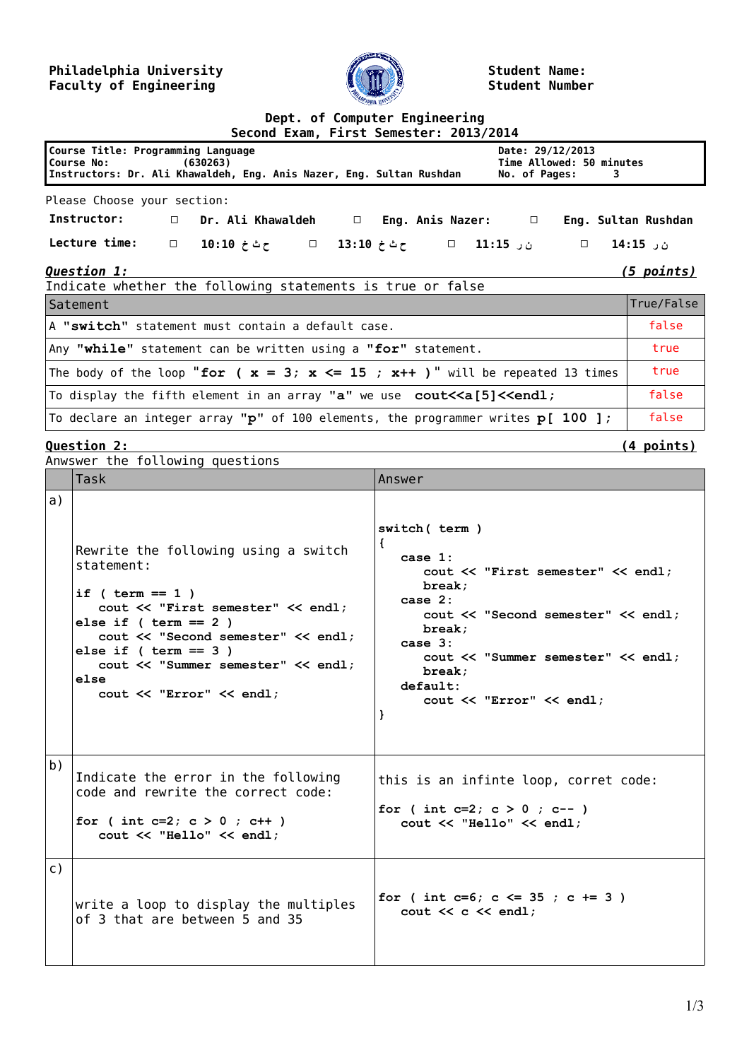**Philadelphia University**
**Faculty of Engineering**

**Student Name:**
**Student Number**

**Dept. of Computer Engineering**
**Second Exam, First Semester: 2013/2014**

| | |
|---|---|
| **Course Title: Programming Language**<br>**Course No: (630263)**<br>**Instructors: Dr. Ali Khawaldeh, Eng. Anis Nazer, Eng. Sultan Rushdan** | **Date: 29/12/2013**<br>**Time Allowed: 50 minutes**<br>**No. of Pages: 3** |

Please Choose your section:

**Instructor:** ☐ **Dr. Ali Khawaldeh** ☐ **Eng. Anis Nazer:** ☐ **Eng. Sultan Rushdan**

**Lecture time:** ☐ **10:10 ح ث خ** ☐ **13:10 ح ث خ** ☐ **11:15 ن ر** ☐ **14:15 ن ر**

***Question 1:*** ***(5 points)***

Indicate whether the following statements is true or false

| Satement | True/False |
|---|---|
| A **"switch"** statement must contain a default case. | false |
| Any **"while"** statement can be written using a **"for"** statement. | true |
| The body of the loop **"for ( x = 3; x <= 15 ; x++ )"** will be repeated 13 times | true |
| To display the fifth element in an array **"a"** we use **cout<<a[5]<<endl;** | false |
| To declare an integer array **"p"** of 100 elements, the programmer writes **p[ 100 ];** | false |

**Question 2:** **(4 points)**

Anwswer the following questions

| | Task | Answer |
|---|---|---|
| a) | Rewrite the following using a switch statement:<br><br>`if ( term == 1 )`<br>`    cout << "First semester" << endl;`<br>`else if ( term == 2 )`<br>`    cout << "Second semester" << endl;`<br>`else if ( term == 3 )`<br>`    cout << "Summer semester" << endl;`<br>`else`<br>`    cout << "Error" << endl;` | `switch( term )`<br>`{`<br>`  case 1:`<br>`    cout << "First semester" << endl;`<br>`    break;`<br>`  case 2:`<br>`    cout << "Second semester" << endl;`<br>`    break;`<br>`  case 3:`<br>`    cout << "Summer semester" << endl;`<br>`    break;`<br>`  default:`<br>`    cout << "Error" << endl;`<br>`}` |
| b) | Indicate the error in the following code and rewrite the correct code:<br><br>`for ( int c=2; c > 0 ; c++ )`<br>`    cout << "Hello" << endl;` | this is an infinte loop, corret code:<br><br>`for ( int c=2; c > 0 ; c-- )`<br>`    cout << "Hello" << endl;` |
| c) | write a loop to display the multiples of 3 that are between 5 and 35 | `for ( int c=6; c <= 35 ; c += 3 )`<br>`    cout << c << endl;` |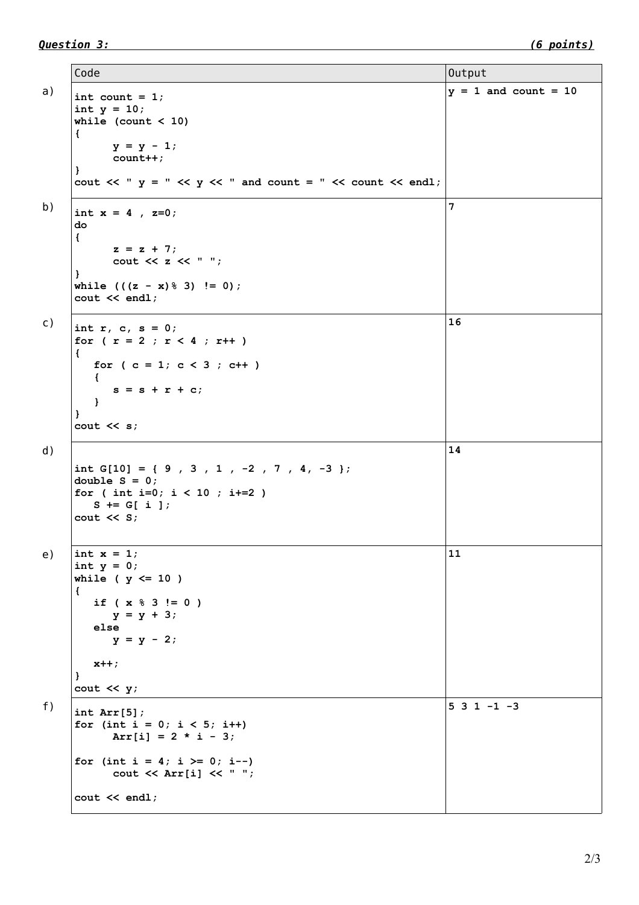***Question 3:*** ***(6 points)***

| | Code | Output |
|---|---|---|
| a) | `int count = 1;`<br>`int y = 10;`<br>`while (count < 10)`<br>`{`<br>`      y = y - 1;`<br>`      count++;`<br>`}`<br>`cout << " y = " << y << " and count = " << count << endl;` | `y = 1 and count = 10` |
| b) | `int x = 4 , z=0;`<br>`do`<br>`{`<br>`      z = z + 7;`<br>`      cout << z << " ";`<br>`}`<br>`while (((z - x)% 3) != 0);`<br>`cout << endl;` | `7` |
| c) | `int r, c, s = 0;`<br>`for ( r = 2 ; r < 4 ; r++ )`<br>`{`<br>`   for ( c = 1; c < 3 ; c++ )`<br>`   {`<br>`      s = s + r + c;`<br>`   }`<br>`}`<br>`cout << s;` | `16` |
| d) | `int G[10] = { 9 , 3 , 1 , -2 , 7 , 4, -3 };`<br>`double S = 0;`<br>`for ( int i=0; i < 10 ; i+=2 )`<br>`   S += G[ i ];`<br>`cout << S;` | `14` |
| e) | `int x = 1;`<br>`int y = 0;`<br>`while ( y <= 10 )`<br>`{`<br>`   if ( x % 3 != 0 )`<br>`      y = y + 3;`<br>`   else`<br>`      y = y - 2;`<br><br>`   x++;`<br>`}`<br>`cout << y;` | `11` |
| f) | `int Arr[5];`<br>`for (int i = 0; i < 5; i++)`<br>`      Arr[i] = 2 * i - 3;`<br><br>`for (int i = 4; i >= 0; i--)`<br>`      cout << Arr[i] << " ";`<br><br>`cout << endl;` | `5 3 1 -1 -3` |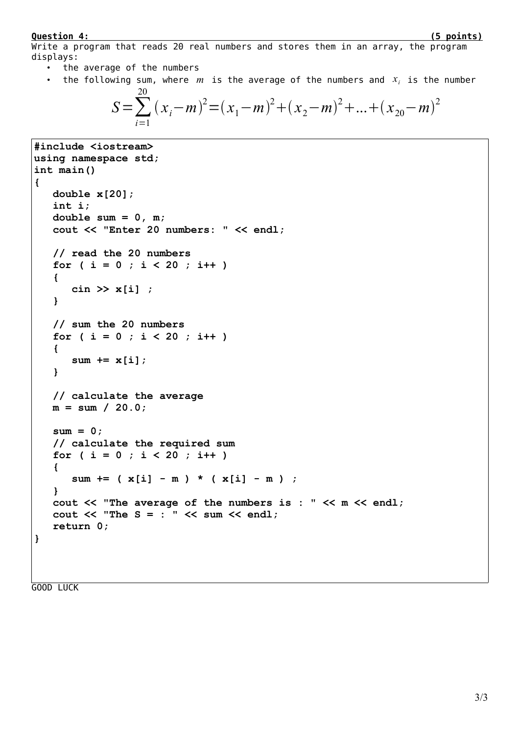**Question 4: (5 points)**

Write a program that reads 20 real numbers and stores them in an array, the program displays:

- the average of the numbers
- the following sum, where $m$ is the average of the numbers and $x_i$ is the number

$$S=\sum_{i=1}^{20}(x_i-m)^2=(x_1-m)^2+(x_2-m)^2+...+(x_{20}-m)^2$$

```
#include <iostream>
using namespace std;
int main()
{
   double x[20];
   int i;
   double sum = 0, m;
   cout << "Enter 20 numbers: " << endl;

   // read the 20 numbers
   for ( i = 0 ; i < 20 ; i++ )
   {
      cin >> x[i] ;
   }

   // sum the 20 numbers
   for ( i = 0 ; i < 20 ; i++ )
   {
      sum += x[i];
   }

   // calculate the average
   m = sum / 20.0;

   sum = 0;
   // calculate the required sum
   for ( i = 0 ; i < 20 ; i++ )
   {
      sum += ( x[i] - m ) * ( x[i] - m ) ;
   }
   cout << "The average of the numbers is : " << m << endl;
   cout << "The S = : " << sum << endl;
   return 0;
}
```

GOOD LUCK